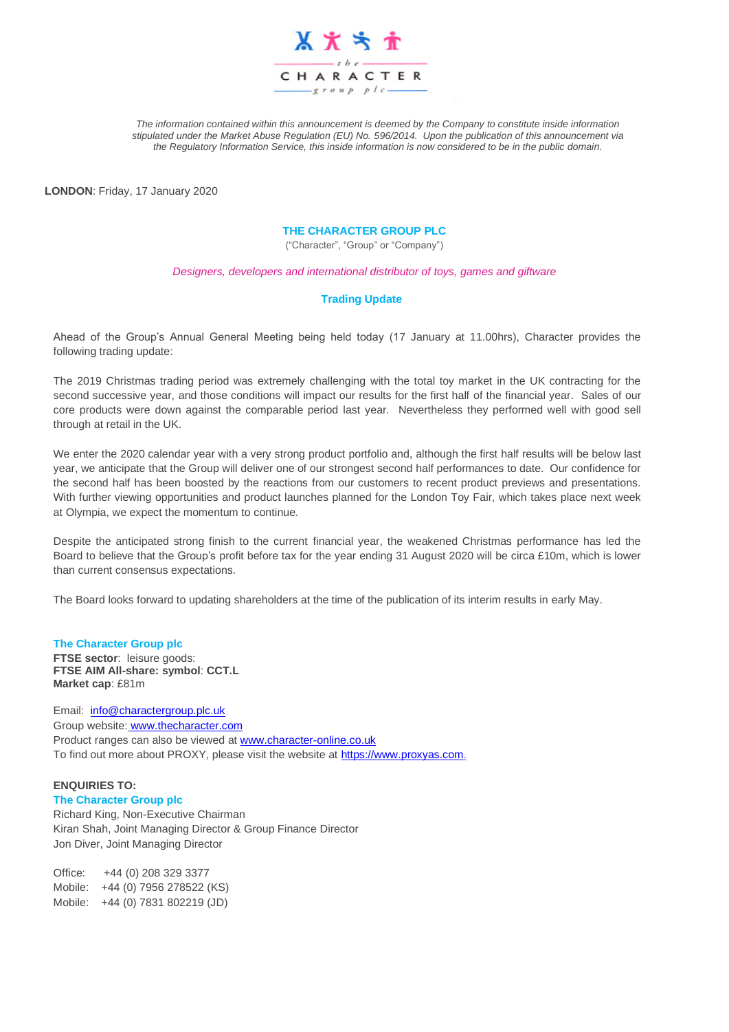*The information contained within this announcement is deemed by the Company to constitute inside information stipulated under the Market Abuse Regulation (EU) No. 596/2014. Upon the publication of this announcement via the Regulatory Information Service, this inside information is now considered to be in the public domain.*

**LONDON**: Friday, 17 January 2020

# THE CHARACTER GROUP PLC

("Character", "Group" or "Company")

*Designers, developers and international distributor of toys, games and giftware*

## Trading Update

Ahead of the Group's Annual General Meeting being held today (17 January at 11.00hrs), Character provides the following trading update:

The 2019 Christmas trading period was extremely challenging with the total toy market in the UK contracting for the second successive year, and those conditions will impact our results for the first half of the financial year. Sales of our core products were down against the comparable period last year. Nevertheless they performed well with good sell through at retail in the UK.

We enter the 2020 calendar year with a very strong product portfolio and, although the first half results will be below last year, we anticipate that the Group will deliver one of our strongest second half performances to date. Our confidence for the second half has been boosted by the reactions from our customers to recent product previews and presentations. With further viewing opportunities and product launches planned for the London Toy Fair, which takes place next week at Olympia, we expect the momentum to continue.

Despite the anticipated strong finish to the current financial year, the weakened Christmas performance has led the Board to believe that the Group's profit before tax for the year ending 31 August 2020 will be circa £10m, which is lower than current consensus expectations.

The Board looks forward to updating shareholders at the time of the publication of its interim results in early May.

**The Character Group plc**
**FTSE sector**: leisure goods:
**FTSE AIM All-share: symbol**: **CCT.L**
**Market cap**: £81m

Email: info@charactergroup.plc.uk
Group website: www.thecharacter.com
Product ranges can also be viewed at www.character-online.co.uk
To find out more about PROXY, please visit the website at https://www.proxyas.com.

**ENQUIRIES TO:**
**The Character Group plc**
Richard King, Non-Executive Chairman
Kiran Shah, Joint Managing Director & Group Finance Director
Jon Diver, Joint Managing Director

Office: +44 (0) 208 329 3377
Mobile: +44 (0) 7956 278522 (KS)
Mobile: +44 (0) 7831 802219 (JD)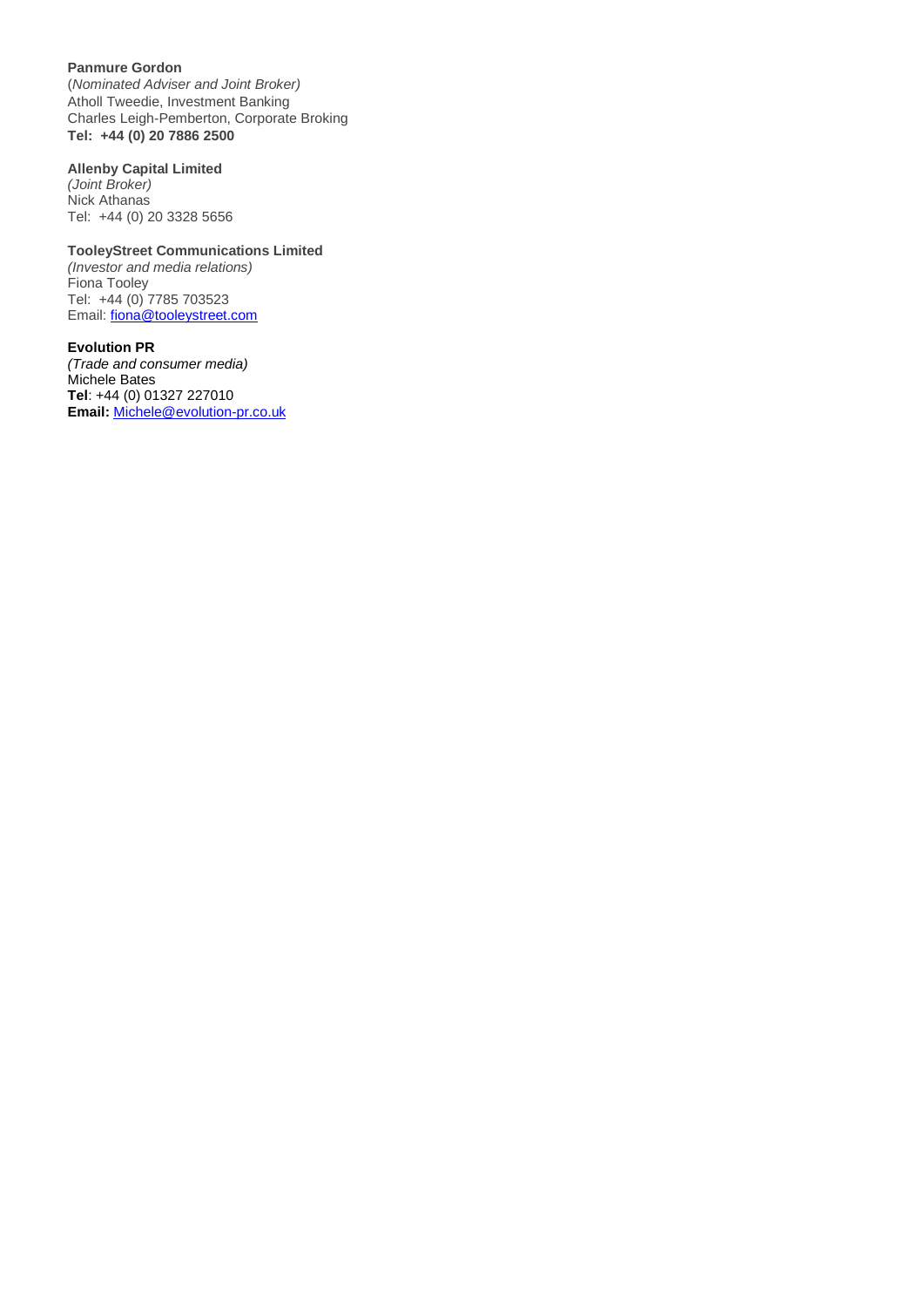**Panmure Gordon**
(*Nominated Adviser and Joint Broker)*
Atholl Tweedie, Investment Banking
Charles Leigh-Pemberton, Corporate Broking
**Tel: +44 (0) 20 7886 2500**

**Allenby Capital Limited**
*(Joint Broker)*
Nick Athanas
Tel: +44 (0) 20 3328 5656

**TooleyStreet Communications Limited**
*(Investor and media relations)*
Fiona Tooley
Tel: +44 (0) 7785 703523
Email: fiona@tooleystreet.com

**Evolution PR**
*(Trade and consumer media)*
Michele Bates
**Tel**: +44 (0) 01327 227010
**Email:** Michele@evolution-pr.co.uk